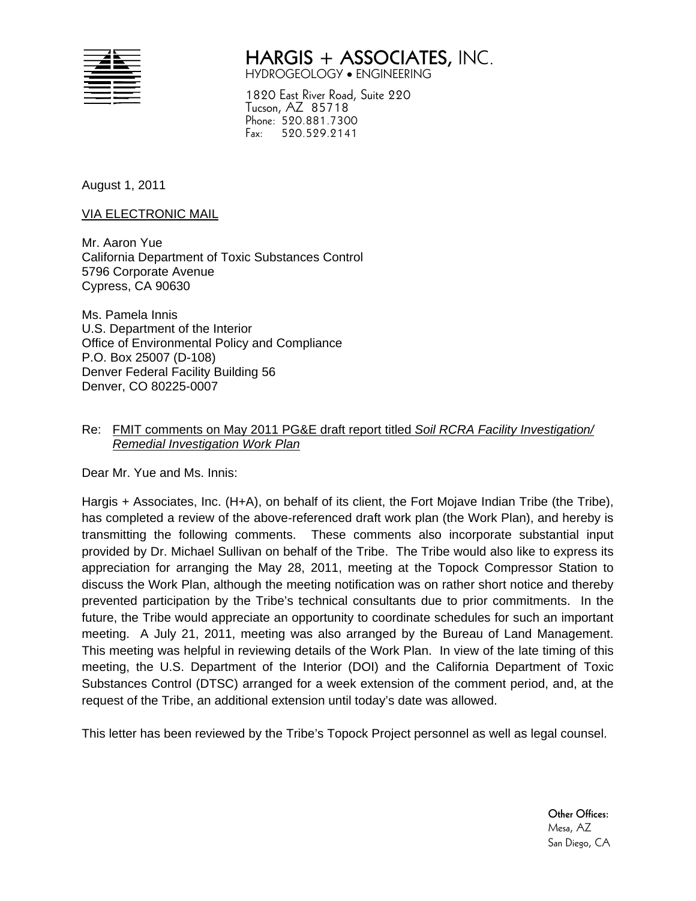**HARGIS + ASSOCIATES, INC.**
HYDROGEOLOGY • ENGINEERING

1820 East River Road, Suite 220
Tucson, AZ 85718
Phone: 520.881.7300
Fax: 520.529.2141

August 1, 2011

VIA ELECTRONIC MAIL

Mr. Aaron Yue
California Department of Toxic Substances Control
5796 Corporate Avenue
Cypress, CA 90630

Ms. Pamela Innis
U.S. Department of the Interior
Office of Environmental Policy and Compliance
P.O. Box 25007 (D-108)
Denver Federal Facility Building 56
Denver, CO 80225-0007

Re: FMIT comments on May 2011 PG&E draft report titled *Soil RCRA Facility Investigation/ Remedial Investigation Work Plan*

Dear Mr. Yue and Ms. Innis:

Hargis + Associates, Inc. (H+A), on behalf of its client, the Fort Mojave Indian Tribe (the Tribe), has completed a review of the above-referenced draft work plan (the Work Plan), and hereby is transmitting the following comments. These comments also incorporate substantial input provided by Dr. Michael Sullivan on behalf of the Tribe. The Tribe would also like to express its appreciation for arranging the May 28, 2011, meeting at the Topock Compressor Station to discuss the Work Plan, although the meeting notification was on rather short notice and thereby prevented participation by the Tribe's technical consultants due to prior commitments. In the future, the Tribe would appreciate an opportunity to coordinate schedules for such an important meeting. A July 21, 2011, meeting was also arranged by the Bureau of Land Management. This meeting was helpful in reviewing details of the Work Plan. In view of the late timing of this meeting, the U.S. Department of the Interior (DOI) and the California Department of Toxic Substances Control (DTSC) arranged for a week extension of the comment period, and, at the request of the Tribe, an additional extension until today's date was allowed.

This letter has been reviewed by the Tribe's Topock Project personnel as well as legal counsel.

**Other Offices:**
Mesa, AZ
San Diego, CA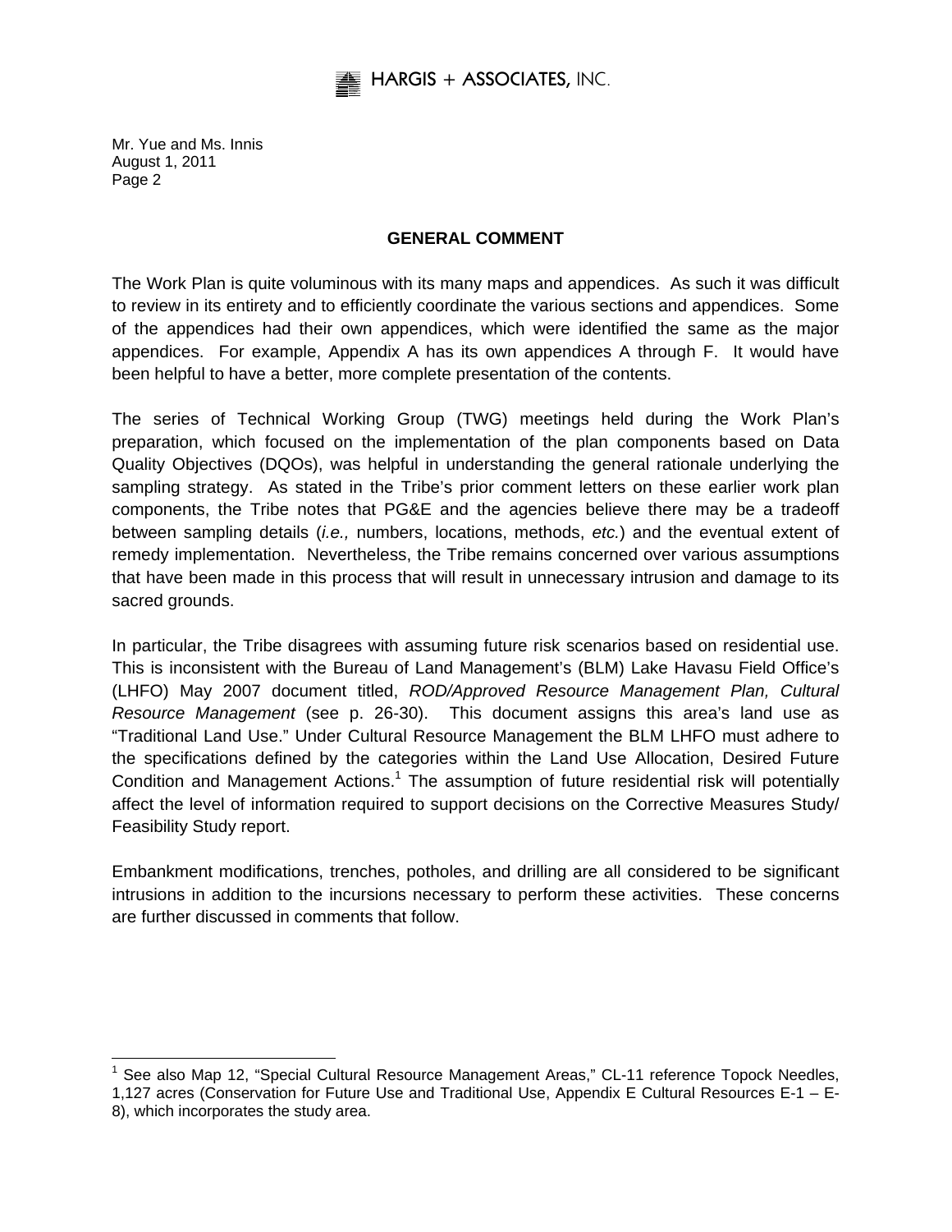## GENERAL COMMENT

The Work Plan is quite voluminous with its many maps and appendices. As such it was difficult to review in its entirety and to efficiently coordinate the various sections and appendices. Some of the appendices had their own appendices, which were identified the same as the major appendices. For example, Appendix A has its own appendices A through F. It would have been helpful to have a better, more complete presentation of the contents.

The series of Technical Working Group (TWG) meetings held during the Work Plan's preparation, which focused on the implementation of the plan components based on Data Quality Objectives (DQOs), was helpful in understanding the general rationale underlying the sampling strategy. As stated in the Tribe's prior comment letters on these earlier work plan components, the Tribe notes that PG&E and the agencies believe there may be a tradeoff between sampling details (*i.e.,* numbers, locations, methods, *etc.*) and the eventual extent of remedy implementation. Nevertheless, the Tribe remains concerned over various assumptions that have been made in this process that will result in unnecessary intrusion and damage to its sacred grounds.

In particular, the Tribe disagrees with assuming future risk scenarios based on residential use. This is inconsistent with the Bureau of Land Management's (BLM) Lake Havasu Field Office's (LHFO) May 2007 document titled, *ROD/Approved Resource Management Plan, Cultural Resource Management* (see p. 26-30). This document assigns this area's land use as "Traditional Land Use." Under Cultural Resource Management the BLM LHFO must adhere to the specifications defined by the categories within the Land Use Allocation, Desired Future Condition and Management Actions.[1] The assumption of future residential risk will potentially affect the level of information required to support decisions on the Corrective Measures Study/ Feasibility Study report.

Embankment modifications, trenches, potholes, and drilling are all considered to be significant intrusions in addition to the incursions necessary to perform these activities. These concerns are further discussed in comments that follow.

[1] See also Map 12, "Special Cultural Resource Management Areas," CL-11 reference Topock Needles, 1,127 acres (Conservation for Future Use and Traditional Use, Appendix E Cultural Resources E-1 – E-8), which incorporates the study area.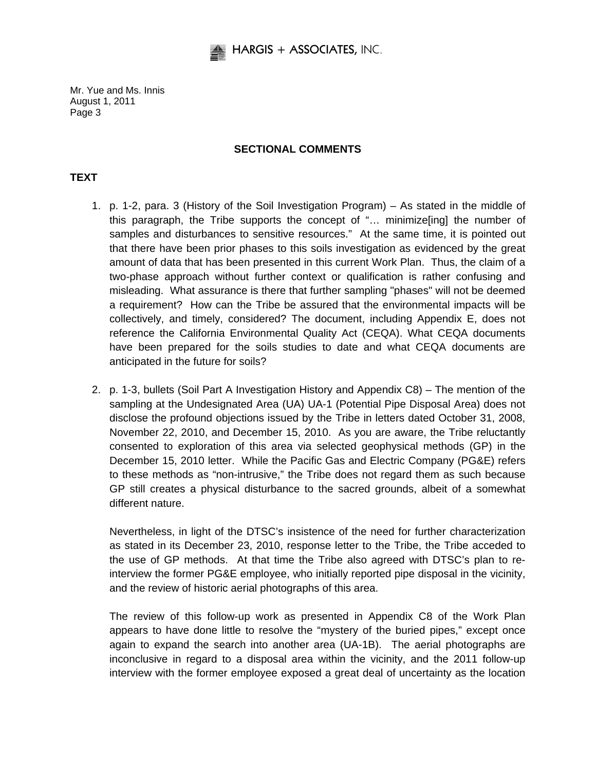Mr. Yue and Ms. Innis
August 1, 2011

## SECTIONAL COMMENTS

### TEXT

1. p. 1-2, para. 3 (History of the Soil Investigation Program) – As stated in the middle of this paragraph, the Tribe supports the concept of "… minimize[ing] the number of samples and disturbances to sensitive resources." At the same time, it is pointed out that there have been prior phases to this soils investigation as evidenced by the great amount of data that has been presented in this current Work Plan. Thus, the claim of a two-phase approach without further context or qualification is rather confusing and misleading. What assurance is there that further sampling "phases" will not be deemed a requirement? How can the Tribe be assured that the environmental impacts will be collectively, and timely, considered? The document, including Appendix E, does not reference the California Environmental Quality Act (CEQA). What CEQA documents have been prepared for the soils studies to date and what CEQA documents are anticipated in the future for soils?

2. p. 1-3, bullets (Soil Part A Investigation History and Appendix C8) – The mention of the sampling at the Undesignated Area (UA) UA-1 (Potential Pipe Disposal Area) does not disclose the profound objections issued by the Tribe in letters dated October 31, 2008, November 22, 2010, and December 15, 2010. As you are aware, the Tribe reluctantly consented to exploration of this area via selected geophysical methods (GP) in the December 15, 2010 letter. While the Pacific Gas and Electric Company (PG&E) refers to these methods as "non-intrusive," the Tribe does not regard them as such because GP still creates a physical disturbance to the sacred grounds, albeit of a somewhat different nature.

   Nevertheless, in light of the DTSC's insistence of the need for further characterization as stated in its December 23, 2010, response letter to the Tribe, the Tribe acceded to the use of GP methods. At that time the Tribe also agreed with DTSC's plan to re-interview the former PG&E employee, who initially reported pipe disposal in the vicinity, and the review of historic aerial photographs of this area.

   The review of this follow-up work as presented in Appendix C8 of the Work Plan appears to have done little to resolve the "mystery of the buried pipes," except once again to expand the search into another area (UA-1B). The aerial photographs are inconclusive in regard to a disposal area within the vicinity, and the 2011 follow-up interview with the former employee exposed a great deal of uncertainty as the location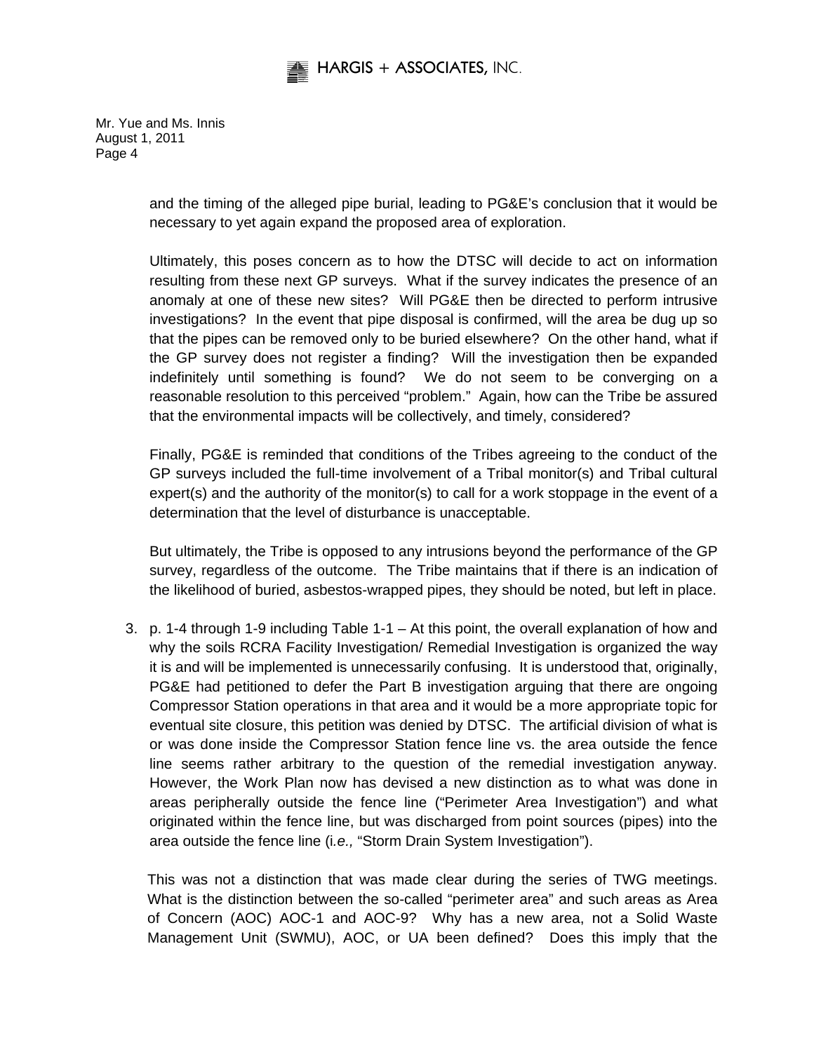and the timing of the alleged pipe burial, leading to PG&E's conclusion that it would be necessary to yet again expand the proposed area of exploration.

Ultimately, this poses concern as to how the DTSC will decide to act on information resulting from these next GP surveys. What if the survey indicates the presence of an anomaly at one of these new sites? Will PG&E then be directed to perform intrusive investigations? In the event that pipe disposal is confirmed, will the area be dug up so that the pipes can be removed only to be buried elsewhere? On the other hand, what if the GP survey does not register a finding? Will the investigation then be expanded indefinitely until something is found? We do not seem to be converging on a reasonable resolution to this perceived "problem." Again, how can the Tribe be assured that the environmental impacts will be collectively, and timely, considered?

Finally, PG&E is reminded that conditions of the Tribes agreeing to the conduct of the GP surveys included the full-time involvement of a Tribal monitor(s) and Tribal cultural expert(s) and the authority of the monitor(s) to call for a work stoppage in the event of a determination that the level of disturbance is unacceptable.

But ultimately, the Tribe is opposed to any intrusions beyond the performance of the GP survey, regardless of the outcome. The Tribe maintains that if there is an indication of the likelihood of buried, asbestos-wrapped pipes, they should be noted, but left in place.

3. p. 1-4 through 1-9 including Table 1-1 – At this point, the overall explanation of how and why the soils RCRA Facility Investigation/ Remedial Investigation is organized the way it is and will be implemented is unnecessarily confusing. It is understood that, originally, PG&E had petitioned to defer the Part B investigation arguing that there are ongoing Compressor Station operations in that area and it would be a more appropriate topic for eventual site closure, this petition was denied by DTSC. The artificial division of what is or was done inside the Compressor Station fence line vs. the area outside the fence line seems rather arbitrary to the question of the remedial investigation anyway. However, the Work Plan now has devised a new distinction as to what was done in areas peripherally outside the fence line ("Perimeter Area Investigation") and what originated within the fence line, but was discharged from point sources (pipes) into the area outside the fence line (*i.e.,* "Storm Drain System Investigation").

   This was not a distinction that was made clear during the series of TWG meetings. What is the distinction between the so-called "perimeter area" and such areas as Area of Concern (AOC) AOC-1 and AOC-9? Why has a new area, not a Solid Waste Management Unit (SWMU), AOC, or UA been defined? Does this imply that the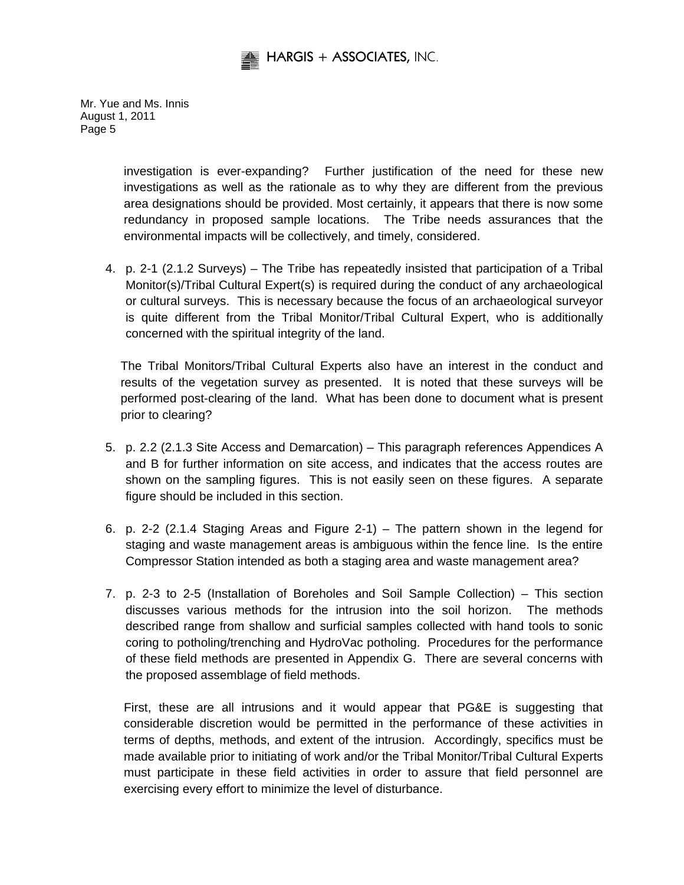investigation is ever-expanding? Further justification of the need for these new investigations as well as the rationale as to why they are different from the previous area designations should be provided. Most certainly, it appears that there is now some redundancy in proposed sample locations. The Tribe needs assurances that the environmental impacts will be collectively, and timely, considered.

4. p. 2-1 (2.1.2 Surveys) – The Tribe has repeatedly insisted that participation of a Tribal Monitor(s)/Tribal Cultural Expert(s) is required during the conduct of any archaeological or cultural surveys. This is necessary because the focus of an archaeological surveyor is quite different from the Tribal Monitor/Tribal Cultural Expert, who is additionally concerned with the spiritual integrity of the land.

   The Tribal Monitors/Tribal Cultural Experts also have an interest in the conduct and results of the vegetation survey as presented. It is noted that these surveys will be performed post-clearing of the land. What has been done to document what is present prior to clearing?

5. p. 2.2 (2.1.3 Site Access and Demarcation) – This paragraph references Appendices A and B for further information on site access, and indicates that the access routes are shown on the sampling figures. This is not easily seen on these figures. A separate figure should be included in this section.

6. p. 2-2 (2.1.4 Staging Areas and Figure 2-1) – The pattern shown in the legend for staging and waste management areas is ambiguous within the fence line. Is the entire Compressor Station intended as both a staging area and waste management area?

7. p. 2-3 to 2-5 (Installation of Boreholes and Soil Sample Collection) – This section discusses various methods for the intrusion into the soil horizon. The methods described range from shallow and surficial samples collected with hand tools to sonic coring to potholing/trenching and HydroVac potholing. Procedures for the performance of these field methods are presented in Appendix G. There are several concerns with the proposed assemblage of field methods.

   First, these are all intrusions and it would appear that PG&E is suggesting that considerable discretion would be permitted in the performance of these activities in terms of depths, methods, and extent of the intrusion. Accordingly, specifics must be made available prior to initiating of work and/or the Tribal Monitor/Tribal Cultural Experts must participate in these field activities in order to assure that field personnel are exercising every effort to minimize the level of disturbance.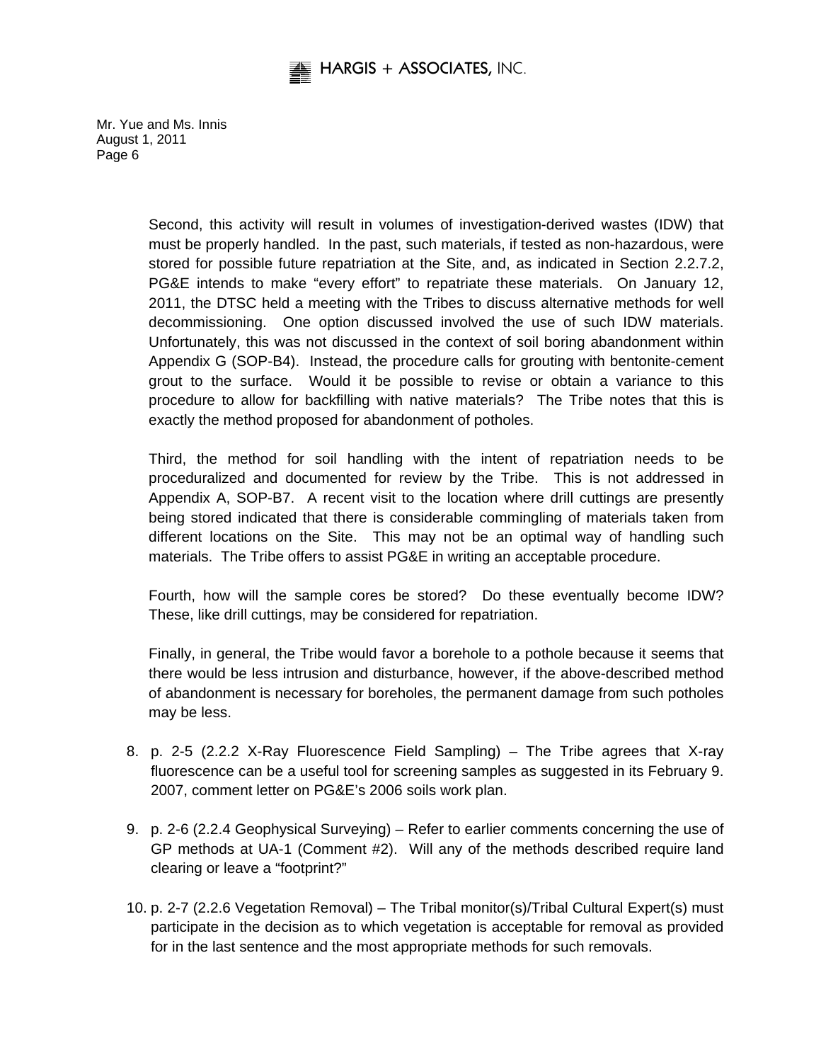Second, this activity will result in volumes of investigation-derived wastes (IDW) that must be properly handled. In the past, such materials, if tested as non-hazardous, were stored for possible future repatriation at the Site, and, as indicated in Section 2.2.7.2, PG&E intends to make "every effort" to repatriate these materials. On January 12, 2011, the DTSC held a meeting with the Tribes to discuss alternative methods for well decommissioning. One option discussed involved the use of such IDW materials. Unfortunately, this was not discussed in the context of soil boring abandonment within Appendix G (SOP-B4). Instead, the procedure calls for grouting with bentonite-cement grout to the surface. Would it be possible to revise or obtain a variance to this procedure to allow for backfilling with native materials? The Tribe notes that this is exactly the method proposed for abandonment of potholes.

Third, the method for soil handling with the intent of repatriation needs to be proceduralized and documented for review by the Tribe. This is not addressed in Appendix A, SOP-B7. A recent visit to the location where drill cuttings are presently being stored indicated that there is considerable commingling of materials taken from different locations on the Site. This may not be an optimal way of handling such materials. The Tribe offers to assist PG&E in writing an acceptable procedure.

Fourth, how will the sample cores be stored? Do these eventually become IDW? These, like drill cuttings, may be considered for repatriation.

Finally, in general, the Tribe would favor a borehole to a pothole because it seems that there would be less intrusion and disturbance, however, if the above-described method of abandonment is necessary for boreholes, the permanent damage from such potholes may be less.

8. p. 2-5 (2.2.2 X-Ray Fluorescence Field Sampling) – The Tribe agrees that X-ray fluorescence can be a useful tool for screening samples as suggested in its February 9. 2007, comment letter on PG&E's 2006 soils work plan.

9. p. 2-6 (2.2.4 Geophysical Surveying) – Refer to earlier comments concerning the use of GP methods at UA-1 (Comment #2). Will any of the methods described require land clearing or leave a "footprint?"

10. p. 2-7 (2.2.6 Vegetation Removal) – The Tribal monitor(s)/Tribal Cultural Expert(s) must participate in the decision as to which vegetation is acceptable for removal as provided for in the last sentence and the most appropriate methods for such removals.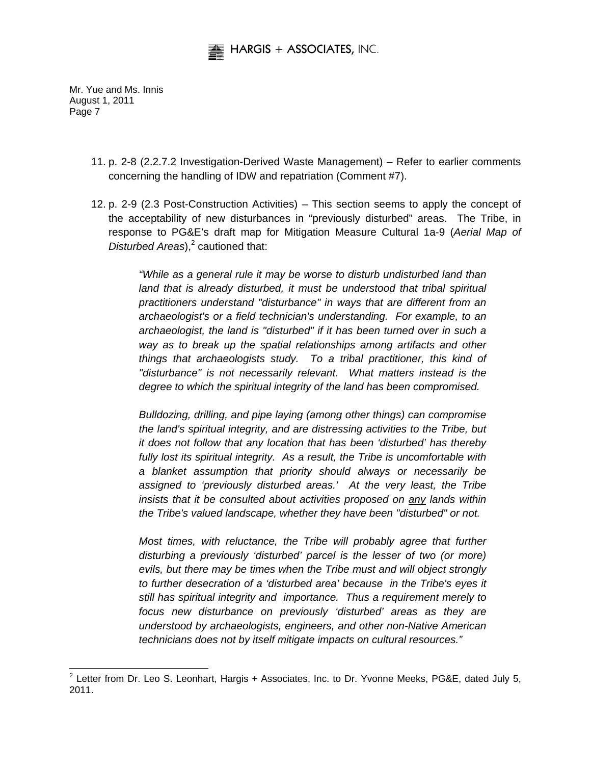Mr. Yue and Ms. Innis
August 1, 2011

11. p. 2-8 (2.2.7.2 Investigation-Derived Waste Management) – Refer to earlier comments concerning the handling of IDW and repatriation (Comment #7).

12. p. 2-9 (2.3 Post-Construction Activities) – This section seems to apply the concept of the acceptability of new disturbances in "previously disturbed" areas. The Tribe, in response to PG&E's draft map for Mitigation Measure Cultural 1a-9 (*Aerial Map of Disturbed Areas*),[2] cautioned that:

    *"While as a general rule it may be worse to disturb undisturbed land than land that is already disturbed, it must be understood that tribal spiritual practitioners understand "disturbance" in ways that are different from an archaeologist's or a field technician's understanding. For example, to an archaeologist, the land is "disturbed" if it has been turned over in such a way as to break up the spatial relationships among artifacts and other things that archaeologists study. To a tribal practitioner, this kind of "disturbance" is not necessarily relevant. What matters instead is the degree to which the spiritual integrity of the land has been compromised.*

    *Bulldozing, drilling, and pipe laying (among other things) can compromise the land's spiritual integrity, and are distressing activities to the Tribe, but it does not follow that any location that has been 'disturbed' has thereby fully lost its spiritual integrity. As a result, the Tribe is uncomfortable with a blanket assumption that priority should always or necessarily be assigned to 'previously disturbed areas.' At the very least, the Tribe insists that it be consulted about activities proposed on <u>any</u> lands within the Tribe's valued landscape, whether they have been "disturbed" or not.*

    *Most times, with reluctance, the Tribe will probably agree that further disturbing a previously 'disturbed' parcel is the lesser of two (or more) evils, but there may be times when the Tribe must and will object strongly to further desecration of a 'disturbed area' because in the Tribe's eyes it still has spiritual integrity and importance. Thus a requirement merely to focus new disturbance on previously 'disturbed' areas as they are understood by archaeologists, engineers, and other non-Native American technicians does not by itself mitigate impacts on cultural resources."*

---

[2] Letter from Dr. Leo S. Leonhart, Hargis + Associates, Inc. to Dr. Yvonne Meeks, PG&E, dated July 5, 2011.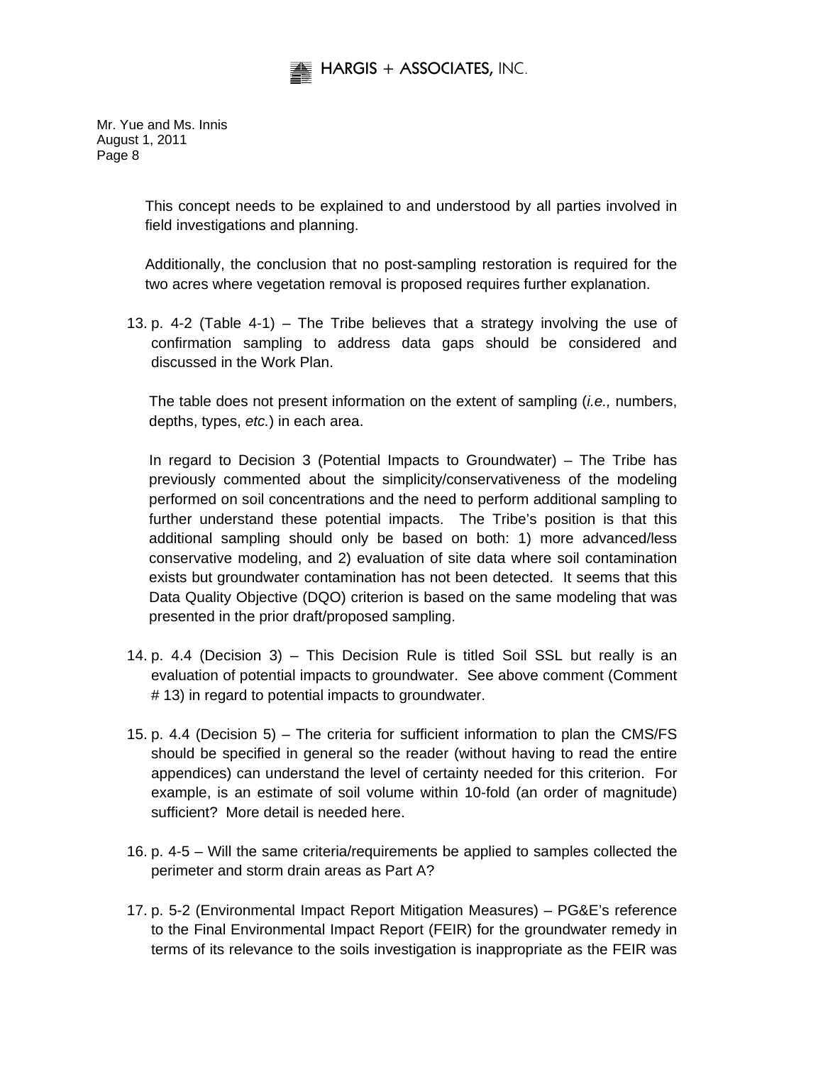This concept needs to be explained to and understood by all parties involved in field investigations and planning.

Additionally, the conclusion that no post-sampling restoration is required for the two acres where vegetation removal is proposed requires further explanation.

13. p. 4-2 (Table 4-1) – The Tribe believes that a strategy involving the use of confirmation sampling to address data gaps should be considered and discussed in the Work Plan.

    The table does not present information on the extent of sampling (*i.e.,* numbers, depths, types, *etc.*) in each area.

    In regard to Decision 3 (Potential Impacts to Groundwater) – The Tribe has previously commented about the simplicity/conservativeness of the modeling performed on soil concentrations and the need to perform additional sampling to further understand these potential impacts. The Tribe's position is that this additional sampling should only be based on both: 1) more advanced/less conservative modeling, and 2) evaluation of site data where soil contamination exists but groundwater contamination has not been detected. It seems that this Data Quality Objective (DQO) criterion is based on the same modeling that was presented in the prior draft/proposed sampling.

14. p. 4.4 (Decision 3) – This Decision Rule is titled Soil SSL but really is an evaluation of potential impacts to groundwater. See above comment (Comment # 13) in regard to potential impacts to groundwater.

15. p. 4.4 (Decision 5) – The criteria for sufficient information to plan the CMS/FS should be specified in general so the reader (without having to read the entire appendices) can understand the level of certainty needed for this criterion. For example, is an estimate of soil volume within 10-fold (an order of magnitude) sufficient? More detail is needed here.

16. p. 4-5 – Will the same criteria/requirements be applied to samples collected the perimeter and storm drain areas as Part A?

17. p. 5-2 (Environmental Impact Report Mitigation Measures) – PG&E's reference to the Final Environmental Impact Report (FEIR) for the groundwater remedy in terms of its relevance to the soils investigation is inappropriate as the FEIR was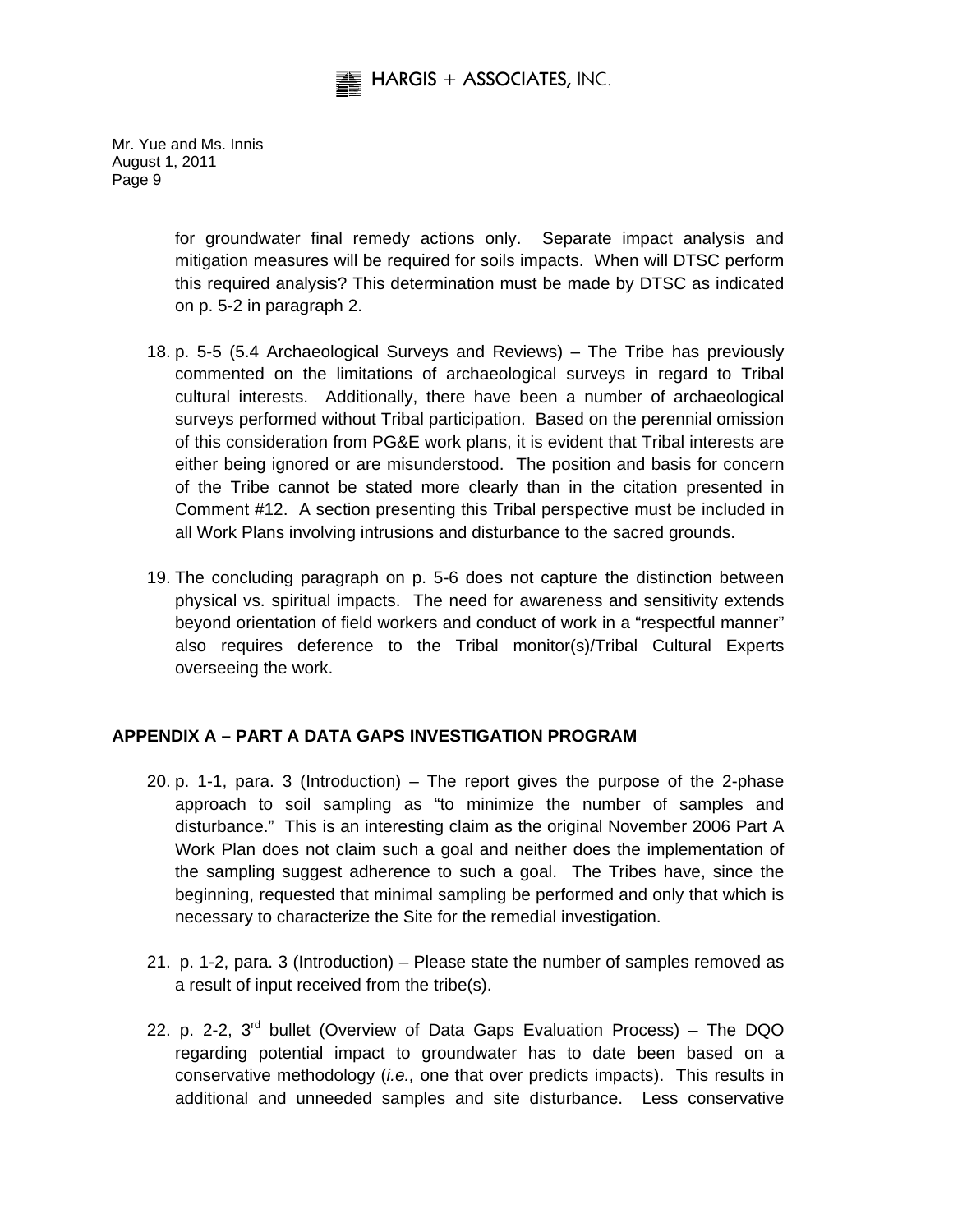for groundwater final remedy actions only. Separate impact analysis and mitigation measures will be required for soils impacts. When will DTSC perform this required analysis? This determination must be made by DTSC as indicated on p. 5-2 in paragraph 2.

18. p. 5-5 (5.4 Archaeological Surveys and Reviews) – The Tribe has previously commented on the limitations of archaeological surveys in regard to Tribal cultural interests. Additionally, there have been a number of archaeological surveys performed without Tribal participation. Based on the perennial omission of this consideration from PG&E work plans, it is evident that Tribal interests are either being ignored or are misunderstood. The position and basis for concern of the Tribe cannot be stated more clearly than in the citation presented in Comment #12. A section presenting this Tribal perspective must be included in all Work Plans involving intrusions and disturbance to the sacred grounds.

19. The concluding paragraph on p. 5-6 does not capture the distinction between physical vs. spiritual impacts. The need for awareness and sensitivity extends beyond orientation of field workers and conduct of work in a "respectful manner" also requires deference to the Tribal monitor(s)/Tribal Cultural Experts overseeing the work.

**APPENDIX A – PART A DATA GAPS INVESTIGATION PROGRAM**

20. p. 1-1, para. 3 (Introduction) – The report gives the purpose of the 2-phase approach to soil sampling as "to minimize the number of samples and disturbance." This is an interesting claim as the original November 2006 Part A Work Plan does not claim such a goal and neither does the implementation of the sampling suggest adherence to such a goal. The Tribes have, since the beginning, requested that minimal sampling be performed and only that which is necessary to characterize the Site for the remedial investigation.

21. p. 1-2, para. 3 (Introduction) – Please state the number of samples removed as a result of input received from the tribe(s).

22. p. 2-2, 3rd bullet (Overview of Data Gaps Evaluation Process) – The DQO regarding potential impact to groundwater has to date been based on a conservative methodology (*i.e.,* one that over predicts impacts). This results in additional and unneeded samples and site disturbance. Less conservative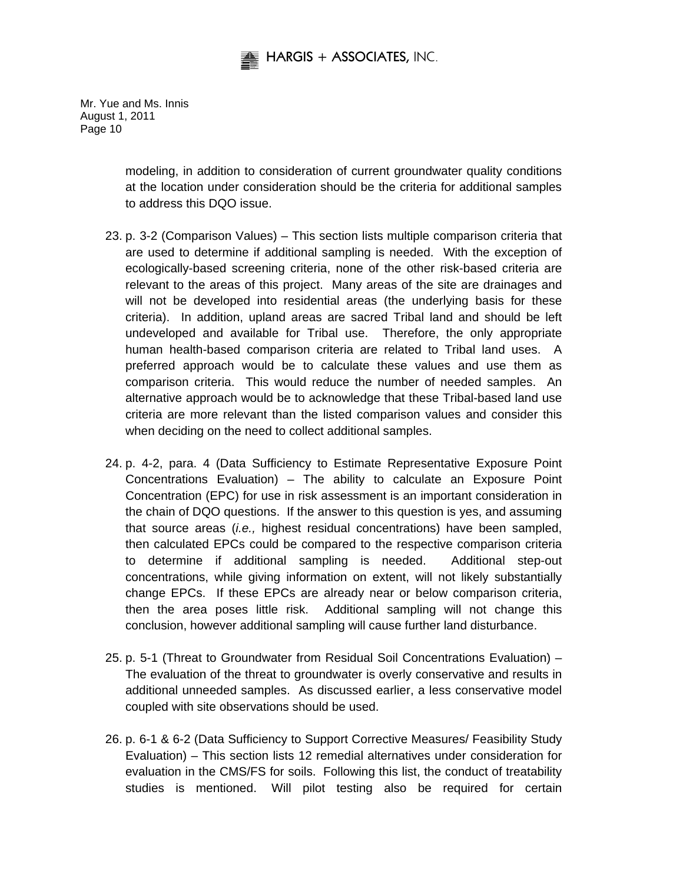modeling, in addition to consideration of current groundwater quality conditions at the location under consideration should be the criteria for additional samples to address this DQO issue.

23. p. 3-2 (Comparison Values) – This section lists multiple comparison criteria that are used to determine if additional sampling is needed. With the exception of ecologically-based screening criteria, none of the other risk-based criteria are relevant to the areas of this project. Many areas of the site are drainages and will not be developed into residential areas (the underlying basis for these criteria). In addition, upland areas are sacred Tribal land and should be left undeveloped and available for Tribal use. Therefore, the only appropriate human health-based comparison criteria are related to Tribal land uses. A preferred approach would be to calculate these values and use them as comparison criteria. This would reduce the number of needed samples. An alternative approach would be to acknowledge that these Tribal-based land use criteria are more relevant than the listed comparison values and consider this when deciding on the need to collect additional samples.

24. p. 4-2, para. 4 (Data Sufficiency to Estimate Representative Exposure Point Concentrations Evaluation) – The ability to calculate an Exposure Point Concentration (EPC) for use in risk assessment is an important consideration in the chain of DQO questions. If the answer to this question is yes, and assuming that source areas (*i.e.,* highest residual concentrations) have been sampled, then calculated EPCs could be compared to the respective comparison criteria to determine if additional sampling is needed. Additional step-out concentrations, while giving information on extent, will not likely substantially change EPCs. If these EPCs are already near or below comparison criteria, then the area poses little risk. Additional sampling will not change this conclusion, however additional sampling will cause further land disturbance.

25. p. 5-1 (Threat to Groundwater from Residual Soil Concentrations Evaluation) – The evaluation of the threat to groundwater is overly conservative and results in additional unneeded samples. As discussed earlier, a less conservative model coupled with site observations should be used.

26. p. 6-1 & 6-2 (Data Sufficiency to Support Corrective Measures/ Feasibility Study Evaluation) – This section lists 12 remedial alternatives under consideration for evaluation in the CMS/FS for soils. Following this list, the conduct of treatability studies is mentioned. Will pilot testing also be required for certain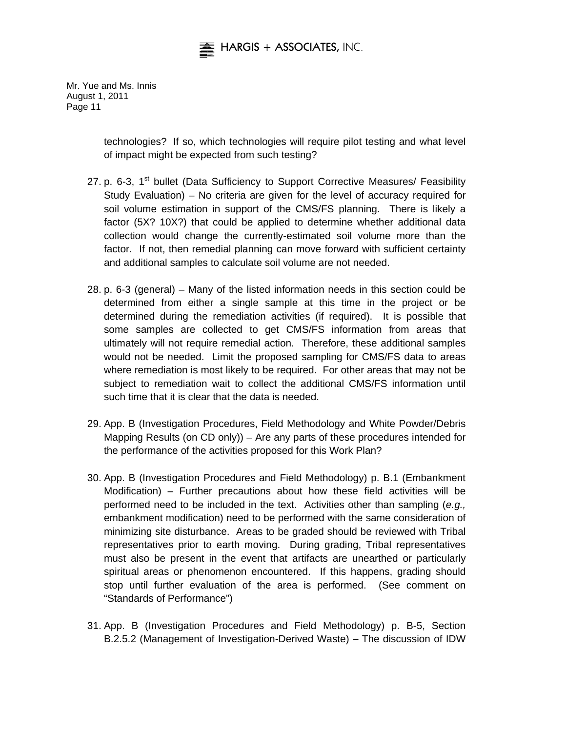technologies? If so, which technologies will require pilot testing and what level of impact might be expected from such testing?

27. p. 6-3, 1st bullet (Data Sufficiency to Support Corrective Measures/ Feasibility Study Evaluation) – No criteria are given for the level of accuracy required for soil volume estimation in support of the CMS/FS planning. There is likely a factor (5X? 10X?) that could be applied to determine whether additional data collection would change the currently-estimated soil volume more than the factor. If not, then remedial planning can move forward with sufficient certainty and additional samples to calculate soil volume are not needed.

28. p. 6-3 (general) – Many of the listed information needs in this section could be determined from either a single sample at this time in the project or be determined during the remediation activities (if required). It is possible that some samples are collected to get CMS/FS information from areas that ultimately will not require remedial action. Therefore, these additional samples would not be needed. Limit the proposed sampling for CMS/FS data to areas where remediation is most likely to be required. For other areas that may not be subject to remediation wait to collect the additional CMS/FS information until such time that it is clear that the data is needed.

29. App. B (Investigation Procedures, Field Methodology and White Powder/Debris Mapping Results (on CD only)) – Are any parts of these procedures intended for the performance of the activities proposed for this Work Plan?

30. App. B (Investigation Procedures and Field Methodology) p. B.1 (Embankment Modification) – Further precautions about how these field activities will be performed need to be included in the text. Activities other than sampling (*e.g.,* embankment modification) need to be performed with the same consideration of minimizing site disturbance. Areas to be graded should be reviewed with Tribal representatives prior to earth moving. During grading, Tribal representatives must also be present in the event that artifacts are unearthed or particularly spiritual areas or phenomenon encountered. If this happens, grading should stop until further evaluation of the area is performed. (See comment on "Standards of Performance")

31. App. B (Investigation Procedures and Field Methodology) p. B-5, Section B.2.5.2 (Management of Investigation-Derived Waste) – The discussion of IDW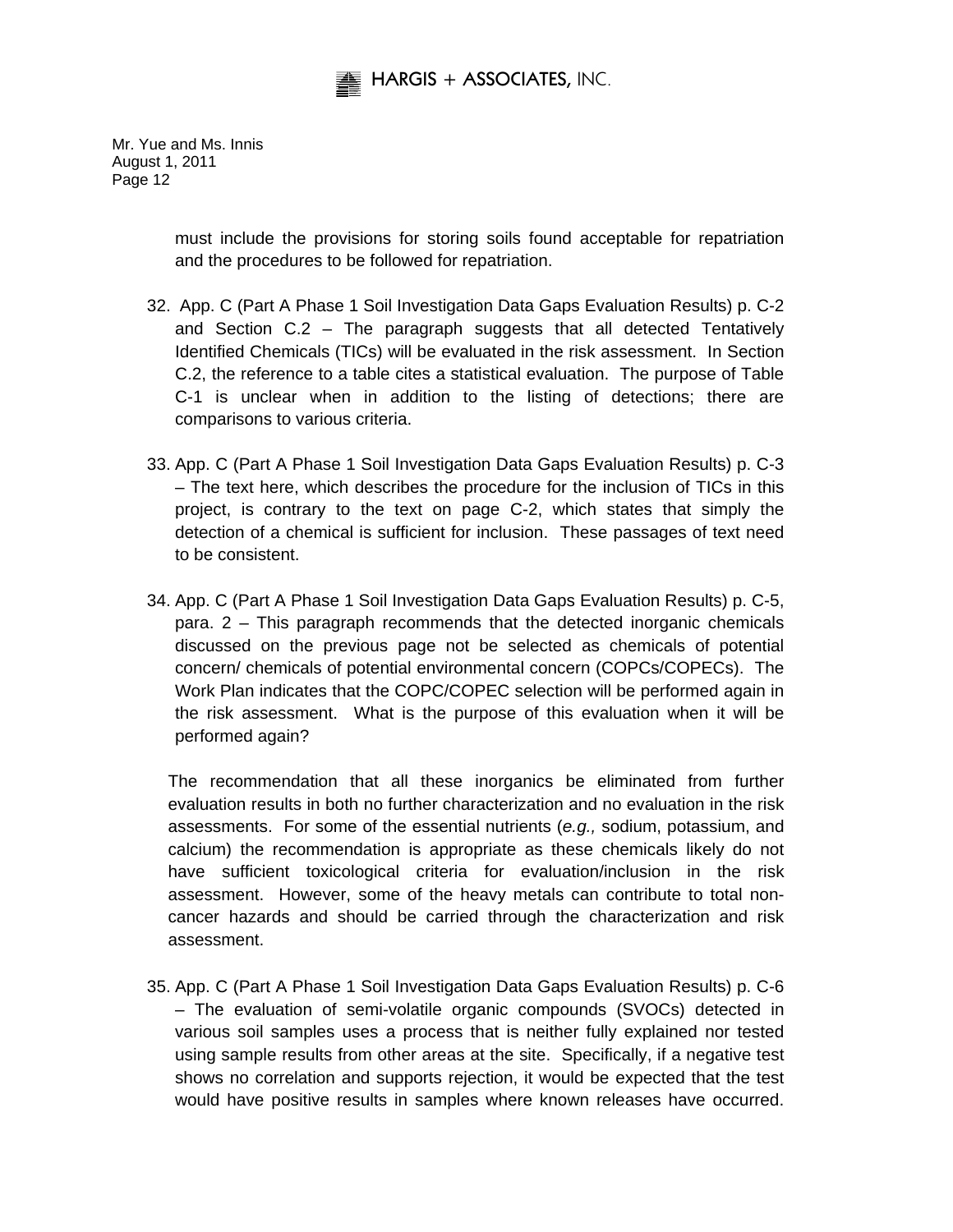must include the provisions for storing soils found acceptable for repatriation and the procedures to be followed for repatriation.

32. App. C (Part A Phase 1 Soil Investigation Data Gaps Evaluation Results) p. C-2 and Section C.2 – The paragraph suggests that all detected Tentatively Identified Chemicals (TICs) will be evaluated in the risk assessment. In Section C.2, the reference to a table cites a statistical evaluation. The purpose of Table C-1 is unclear when in addition to the listing of detections; there are comparisons to various criteria.

33. App. C (Part A Phase 1 Soil Investigation Data Gaps Evaluation Results) p. C-3 – The text here, which describes the procedure for the inclusion of TICs in this project, is contrary to the text on page C-2, which states that simply the detection of a chemical is sufficient for inclusion. These passages of text need to be consistent.

34. App. C (Part A Phase 1 Soil Investigation Data Gaps Evaluation Results) p. C-5, para. 2 – This paragraph recommends that the detected inorganic chemicals discussed on the previous page not be selected as chemicals of potential concern/ chemicals of potential environmental concern (COPCs/COPECs). The Work Plan indicates that the COPC/COPEC selection will be performed again in the risk assessment. What is the purpose of this evaluation when it will be performed again?

    The recommendation that all these inorganics be eliminated from further evaluation results in both no further characterization and no evaluation in the risk assessments. For some of the essential nutrients (*e.g.,* sodium, potassium, and calcium) the recommendation is appropriate as these chemicals likely do not have sufficient toxicological criteria for evaluation/inclusion in the risk assessment. However, some of the heavy metals can contribute to total non-cancer hazards and should be carried through the characterization and risk assessment.

35. App. C (Part A Phase 1 Soil Investigation Data Gaps Evaluation Results) p. C-6 – The evaluation of semi-volatile organic compounds (SVOCs) detected in various soil samples uses a process that is neither fully explained nor tested using sample results from other areas at the site. Specifically, if a negative test shows no correlation and supports rejection, it would be expected that the test would have positive results in samples where known releases have occurred.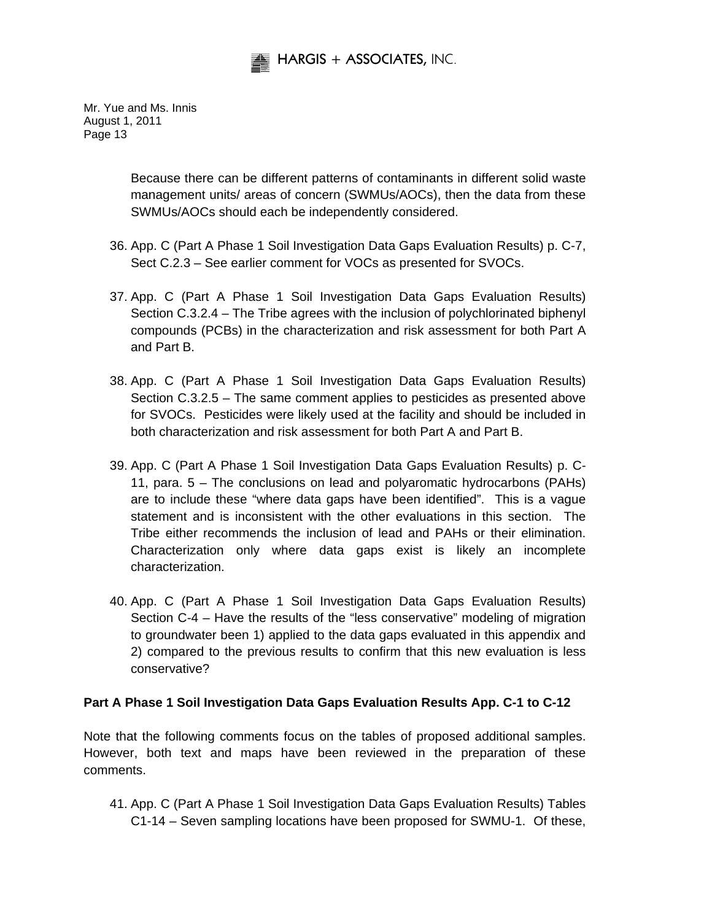Because there can be different patterns of contaminants in different solid waste management units/ areas of concern (SWMUs/AOCs), then the data from these SWMUs/AOCs should each be independently considered.

36. App. C (Part A Phase 1 Soil Investigation Data Gaps Evaluation Results) p. C-7, Sect C.2.3 – See earlier comment for VOCs as presented for SVOCs.

37. App. C (Part A Phase 1 Soil Investigation Data Gaps Evaluation Results) Section C.3.2.4 – The Tribe agrees with the inclusion of polychlorinated biphenyl compounds (PCBs) in the characterization and risk assessment for both Part A and Part B.

38. App. C (Part A Phase 1 Soil Investigation Data Gaps Evaluation Results) Section C.3.2.5 – The same comment applies to pesticides as presented above for SVOCs. Pesticides were likely used at the facility and should be included in both characterization and risk assessment for both Part A and Part B.

39. App. C (Part A Phase 1 Soil Investigation Data Gaps Evaluation Results) p. C-11, para. 5 – The conclusions on lead and polyaromatic hydrocarbons (PAHs) are to include these "where data gaps have been identified". This is a vague statement and is inconsistent with the other evaluations in this section. The Tribe either recommends the inclusion of lead and PAHs or their elimination. Characterization only where data gaps exist is likely an incomplete characterization.

40. App. C (Part A Phase 1 Soil Investigation Data Gaps Evaluation Results) Section C-4 – Have the results of the "less conservative" modeling of migration to groundwater been 1) applied to the data gaps evaluated in this appendix and 2) compared to the previous results to confirm that this new evaluation is less conservative?

**Part A Phase 1 Soil Investigation Data Gaps Evaluation Results App. C-1 to C-12**

Note that the following comments focus on the tables of proposed additional samples. However, both text and maps have been reviewed in the preparation of these comments.

41. App. C (Part A Phase 1 Soil Investigation Data Gaps Evaluation Results) Tables C1-14 – Seven sampling locations have been proposed for SWMU-1. Of these,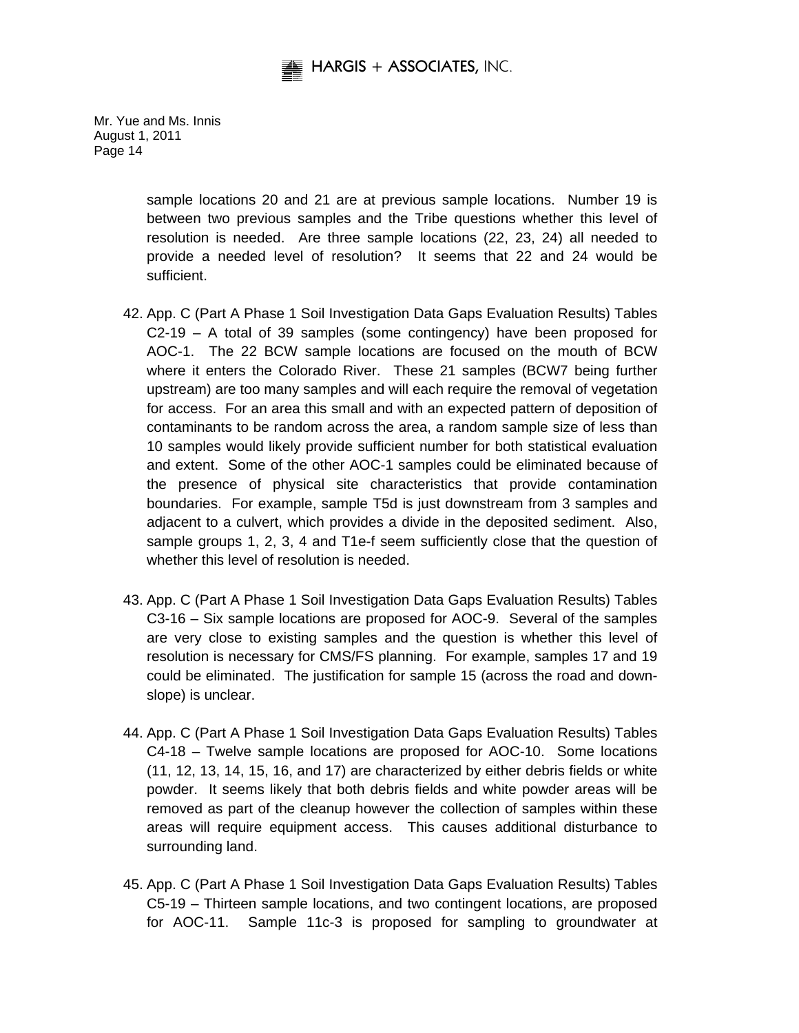sample locations 20 and 21 are at previous sample locations. Number 19 is between two previous samples and the Tribe questions whether this level of resolution is needed. Are three sample locations (22, 23, 24) all needed to provide a needed level of resolution? It seems that 22 and 24 would be sufficient.

42. App. C (Part A Phase 1 Soil Investigation Data Gaps Evaluation Results) Tables C2-19 – A total of 39 samples (some contingency) have been proposed for AOC-1. The 22 BCW sample locations are focused on the mouth of BCW where it enters the Colorado River. These 21 samples (BCW7 being further upstream) are too many samples and will each require the removal of vegetation for access. For an area this small and with an expected pattern of deposition of contaminants to be random across the area, a random sample size of less than 10 samples would likely provide sufficient number for both statistical evaluation and extent. Some of the other AOC-1 samples could be eliminated because of the presence of physical site characteristics that provide contamination boundaries. For example, sample T5d is just downstream from 3 samples and adjacent to a culvert, which provides a divide in the deposited sediment. Also, sample groups 1, 2, 3, 4 and T1e-f seem sufficiently close that the question of whether this level of resolution is needed.

43. App. C (Part A Phase 1 Soil Investigation Data Gaps Evaluation Results) Tables C3-16 – Six sample locations are proposed for AOC-9. Several of the samples are very close to existing samples and the question is whether this level of resolution is necessary for CMS/FS planning. For example, samples 17 and 19 could be eliminated. The justification for sample 15 (across the road and down-slope) is unclear.

44. App. C (Part A Phase 1 Soil Investigation Data Gaps Evaluation Results) Tables C4-18 – Twelve sample locations are proposed for AOC-10. Some locations (11, 12, 13, 14, 15, 16, and 17) are characterized by either debris fields or white powder. It seems likely that both debris fields and white powder areas will be removed as part of the cleanup however the collection of samples within these areas will require equipment access. This causes additional disturbance to surrounding land.

45. App. C (Part A Phase 1 Soil Investigation Data Gaps Evaluation Results) Tables C5-19 – Thirteen sample locations, and two contingent locations, are proposed for AOC-11. Sample 11c-3 is proposed for sampling to groundwater at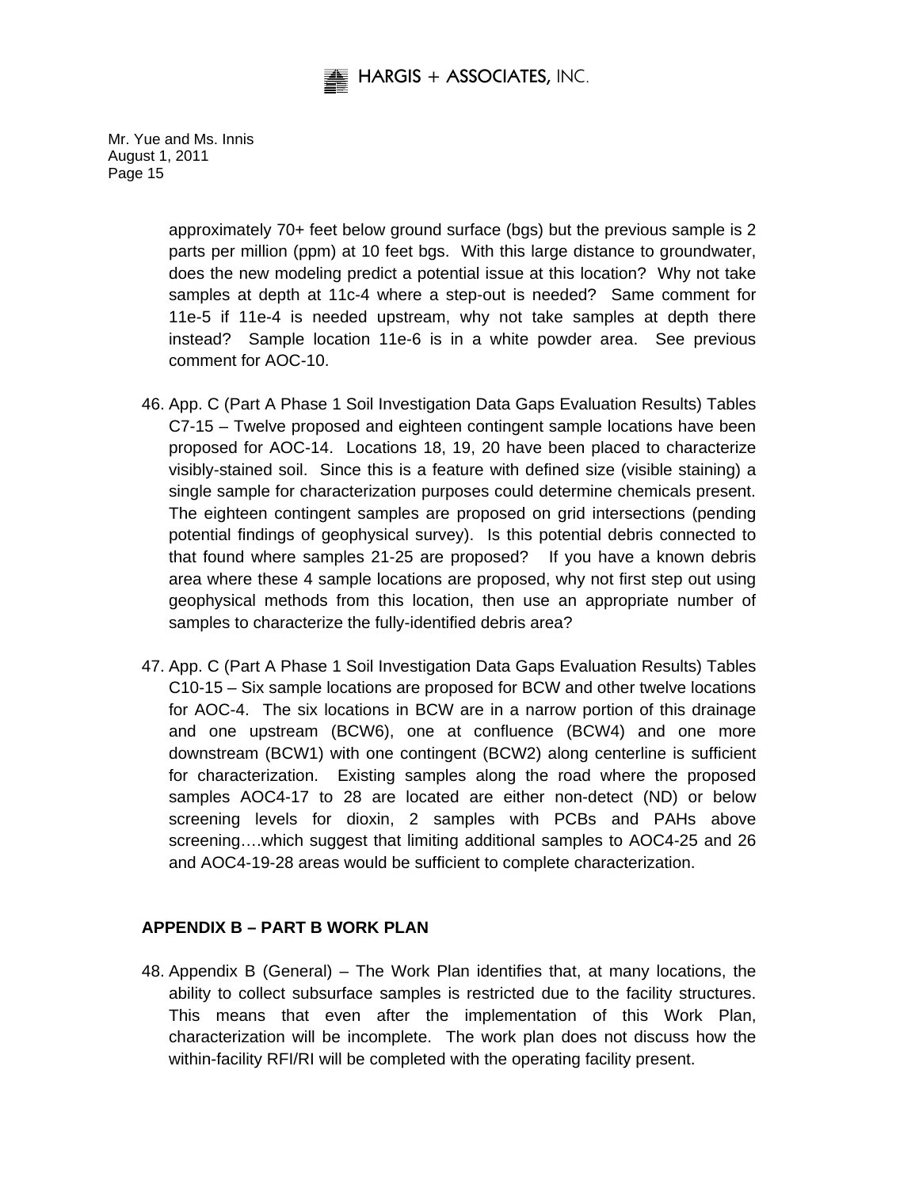approximately 70+ feet below ground surface (bgs) but the previous sample is 2 parts per million (ppm) at 10 feet bgs. With this large distance to groundwater, does the new modeling predict a potential issue at this location? Why not take samples at depth at 11c-4 where a step-out is needed? Same comment for 11e-5 if 11e-4 is needed upstream, why not take samples at depth there instead? Sample location 11e-6 is in a white powder area. See previous comment for AOC-10.

46. App. C (Part A Phase 1 Soil Investigation Data Gaps Evaluation Results) Tables C7-15 – Twelve proposed and eighteen contingent sample locations have been proposed for AOC-14. Locations 18, 19, 20 have been placed to characterize visibly-stained soil. Since this is a feature with defined size (visible staining) a single sample for characterization purposes could determine chemicals present. The eighteen contingent samples are proposed on grid intersections (pending potential findings of geophysical survey). Is this potential debris connected to that found where samples 21-25 are proposed? If you have a known debris area where these 4 sample locations are proposed, why not first step out using geophysical methods from this location, then use an appropriate number of samples to characterize the fully-identified debris area?

47. App. C (Part A Phase 1 Soil Investigation Data Gaps Evaluation Results) Tables C10-15 – Six sample locations are proposed for BCW and other twelve locations for AOC-4. The six locations in BCW are in a narrow portion of this drainage and one upstream (BCW6), one at confluence (BCW4) and one more downstream (BCW1) with one contingent (BCW2) along centerline is sufficient for characterization. Existing samples along the road where the proposed samples AOC4-17 to 28 are located are either non-detect (ND) or below screening levels for dioxin, 2 samples with PCBs and PAHs above screening….which suggest that limiting additional samples to AOC4-25 and 26 and AOC4-19-28 areas would be sufficient to complete characterization.

## APPENDIX B – PART B WORK PLAN

48. Appendix B (General) – The Work Plan identifies that, at many locations, the ability to collect subsurface samples is restricted due to the facility structures. This means that even after the implementation of this Work Plan, characterization will be incomplete. The work plan does not discuss how the within-facility RFI/RI will be completed with the operating facility present.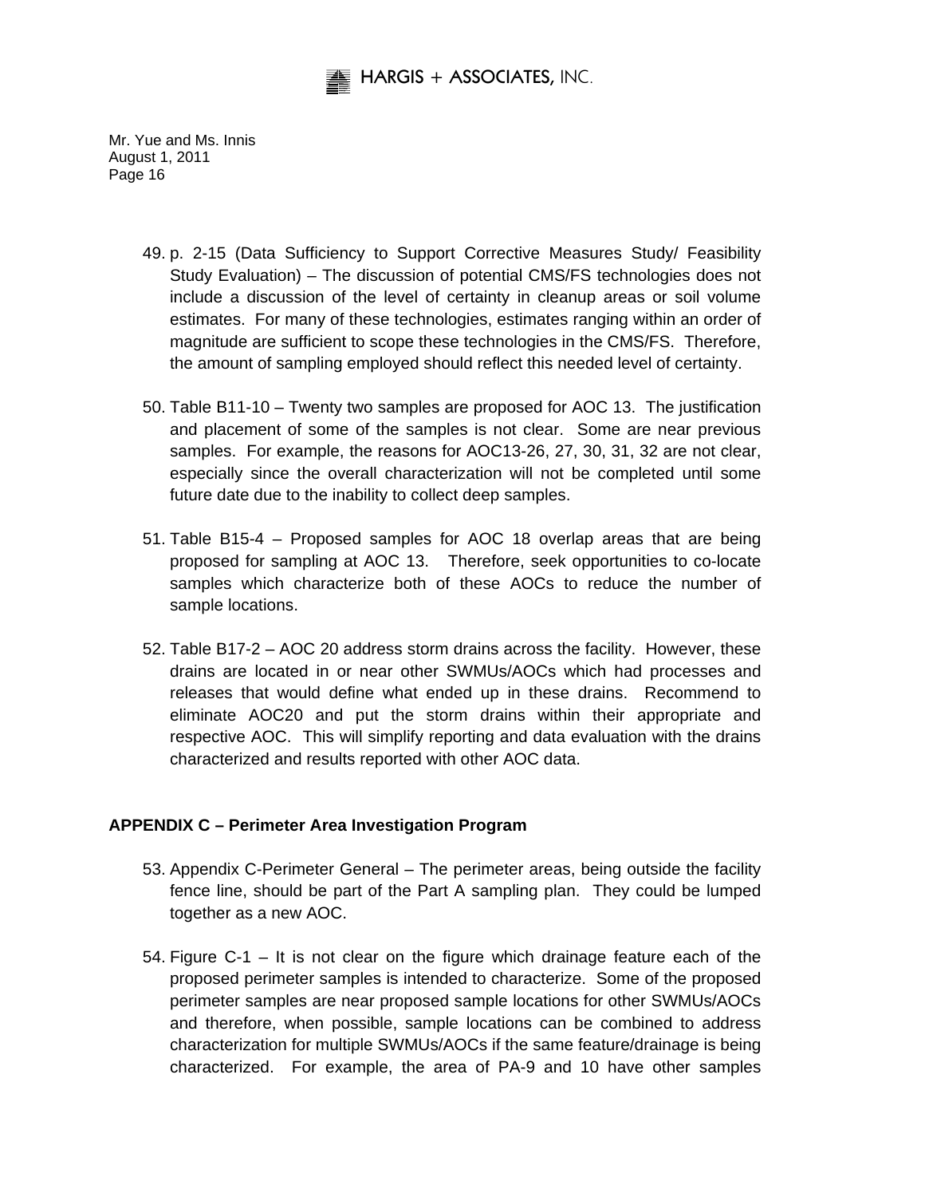49. p. 2-15 (Data Sufficiency to Support Corrective Measures Study/ Feasibility Study Evaluation) – The discussion of potential CMS/FS technologies does not include a discussion of the level of certainty in cleanup areas or soil volume estimates. For many of these technologies, estimates ranging within an order of magnitude are sufficient to scope these technologies in the CMS/FS. Therefore, the amount of sampling employed should reflect this needed level of certainty.

50. Table B11-10 – Twenty two samples are proposed for AOC 13. The justification and placement of some of the samples is not clear. Some are near previous samples. For example, the reasons for AOC13-26, 27, 30, 31, 32 are not clear, especially since the overall characterization will not be completed until some future date due to the inability to collect deep samples.

51. Table B15-4 – Proposed samples for AOC 18 overlap areas that are being proposed for sampling at AOC 13. Therefore, seek opportunities to co-locate samples which characterize both of these AOCs to reduce the number of sample locations.

52. Table B17-2 – AOC 20 address storm drains across the facility. However, these drains are located in or near other SWMUs/AOCs which had processes and releases that would define what ended up in these drains. Recommend to eliminate AOC20 and put the storm drains within their appropriate and respective AOC. This will simplify reporting and data evaluation with the drains characterized and results reported with other AOC data.

**APPENDIX C – Perimeter Area Investigation Program**

53. Appendix C-Perimeter General – The perimeter areas, being outside the facility fence line, should be part of the Part A sampling plan. They could be lumped together as a new AOC.

54. Figure C-1 – It is not clear on the figure which drainage feature each of the proposed perimeter samples is intended to characterize. Some of the proposed perimeter samples are near proposed sample locations for other SWMUs/AOCs and therefore, when possible, sample locations can be combined to address characterization for multiple SWMUs/AOCs if the same feature/drainage is being characterized. For example, the area of PA-9 and 10 have other samples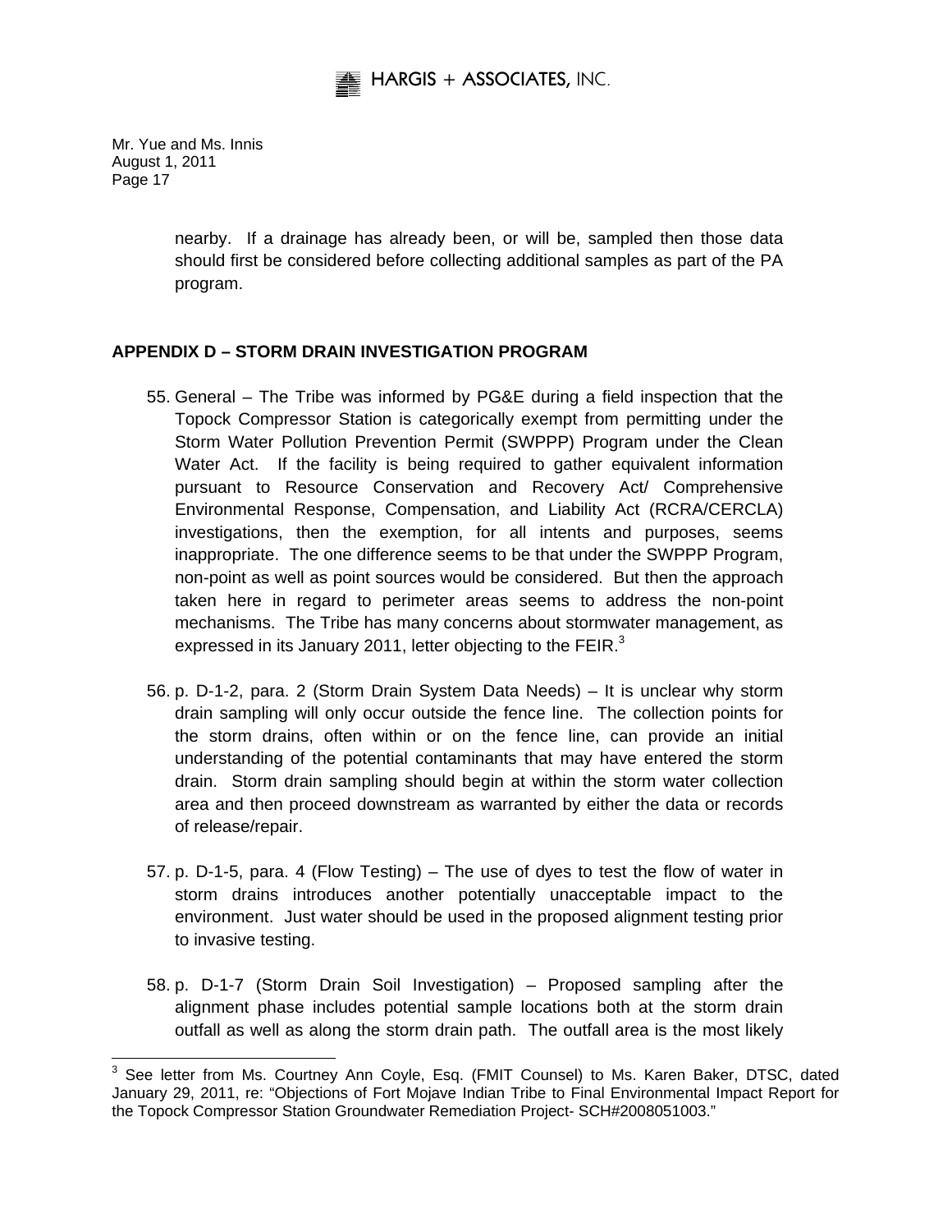nearby. If a drainage has already been, or will be, sampled then those data should first be considered before collecting additional samples as part of the PA program.

**APPENDIX D – STORM DRAIN INVESTIGATION PROGRAM**

55. General – The Tribe was informed by PG&E during a field inspection that the Topock Compressor Station is categorically exempt from permitting under the Storm Water Pollution Prevention Permit (SWPPP) Program under the Clean Water Act. If the facility is being required to gather equivalent information pursuant to Resource Conservation and Recovery Act/ Comprehensive Environmental Response, Compensation, and Liability Act (RCRA/CERCLA) investigations, then the exemption, for all intents and purposes, seems inappropriate. The one difference seems to be that under the SWPPP Program, non-point as well as point sources would be considered. But then the approach taken here in regard to perimeter areas seems to address the non-point mechanisms. The Tribe has many concerns about stormwater management, as expressed in its January 2011, letter objecting to the FEIR.[3]

56. p. D-1-2, para. 2 (Storm Drain System Data Needs) – It is unclear why storm drain sampling will only occur outside the fence line. The collection points for the storm drains, often within or on the fence line, can provide an initial understanding of the potential contaminants that may have entered the storm drain. Storm drain sampling should begin at within the storm water collection area and then proceed downstream as warranted by either the data or records of release/repair.

57. p. D-1-5, para. 4 (Flow Testing) – The use of dyes to test the flow of water in storm drains introduces another potentially unacceptable impact to the environment. Just water should be used in the proposed alignment testing prior to invasive testing.

58. p. D-1-7 (Storm Drain Soil Investigation) – Proposed sampling after the alignment phase includes potential sample locations both at the storm drain outfall as well as along the storm drain path. The outfall area is the most likely

[3] See letter from Ms. Courtney Ann Coyle, Esq. (FMIT Counsel) to Ms. Karen Baker, DTSC, dated January 29, 2011, re: "Objections of Fort Mojave Indian Tribe to Final Environmental Impact Report for the Topock Compressor Station Groundwater Remediation Project- SCH#2008051003."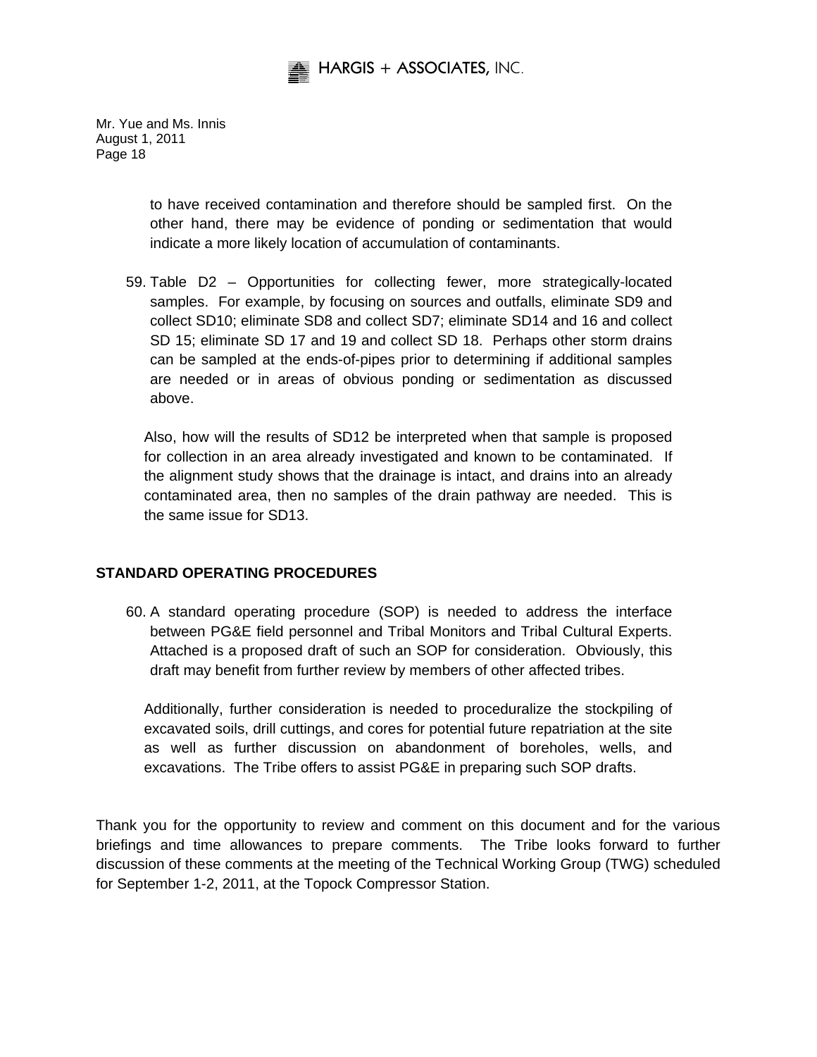to have received contamination and therefore should be sampled first. On the other hand, there may be evidence of ponding or sedimentation that would indicate a more likely location of accumulation of contaminants.

59. Table D2 – Opportunities for collecting fewer, more strategically-located samples. For example, by focusing on sources and outfalls, eliminate SD9 and collect SD10; eliminate SD8 and collect SD7; eliminate SD14 and 16 and collect SD 15; eliminate SD 17 and 19 and collect SD 18. Perhaps other storm drains can be sampled at the ends-of-pipes prior to determining if additional samples are needed or in areas of obvious ponding or sedimentation as discussed above.

   Also, how will the results of SD12 be interpreted when that sample is proposed for collection in an area already investigated and known to be contaminated. If the alignment study shows that the drainage is intact, and drains into an already contaminated area, then no samples of the drain pathway are needed. This is the same issue for SD13.

**STANDARD OPERATING PROCEDURES**

60. A standard operating procedure (SOP) is needed to address the interface between PG&E field personnel and Tribal Monitors and Tribal Cultural Experts. Attached is a proposed draft of such an SOP for consideration. Obviously, this draft may benefit from further review by members of other affected tribes.

   Additionally, further consideration is needed to proceduralize the stockpiling of excavated soils, drill cuttings, and cores for potential future repatriation at the site as well as further discussion on abandonment of boreholes, wells, and excavations. The Tribe offers to assist PG&E in preparing such SOP drafts.

Thank you for the opportunity to review and comment on this document and for the various briefings and time allowances to prepare comments. The Tribe looks forward to further discussion of these comments at the meeting of the Technical Working Group (TWG) scheduled for September 1-2, 2011, at the Topock Compressor Station.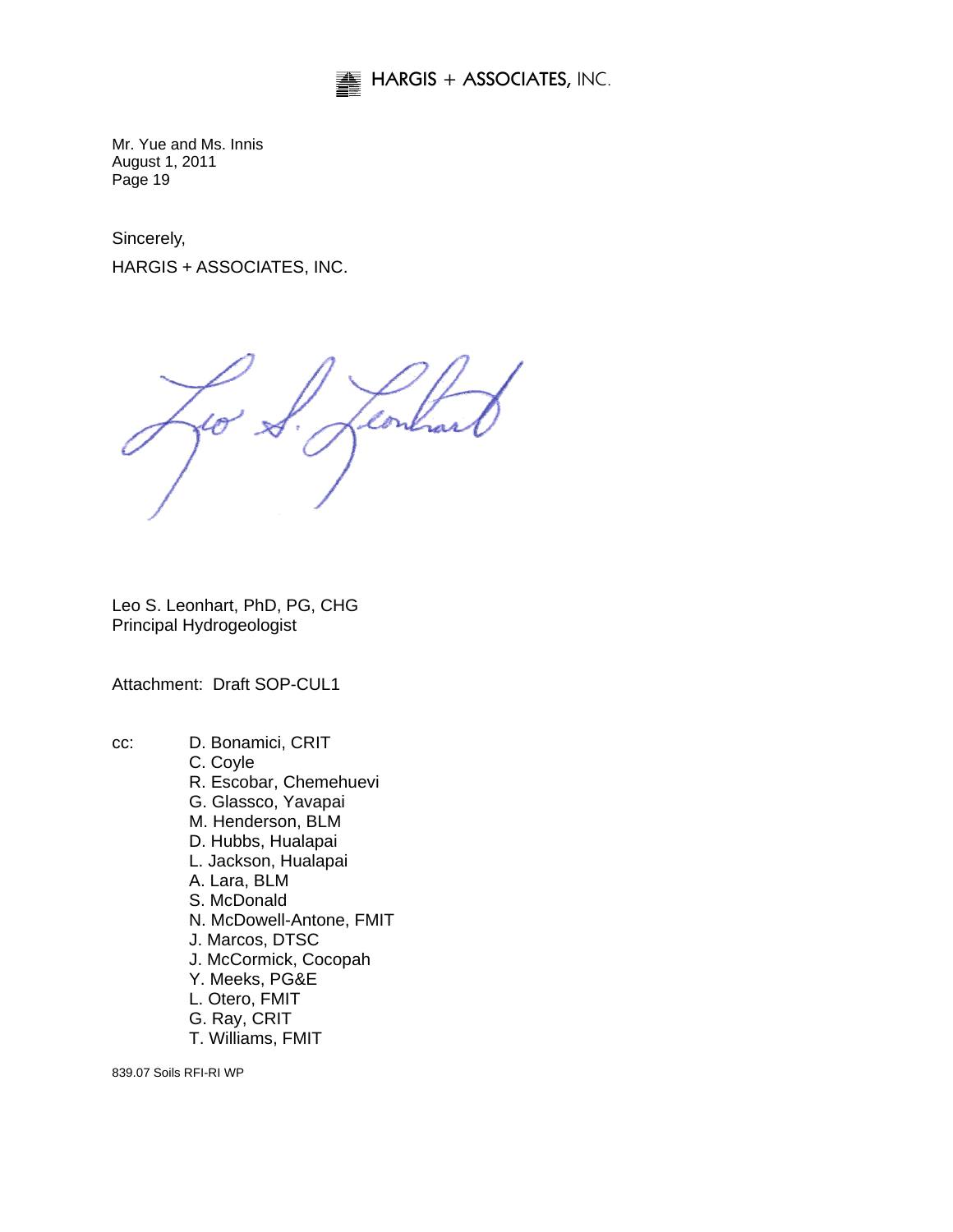Sincerely,

HARGIS + ASSOCIATES, INC.

Leo S. Leonhart, PhD, PG, CHG
Principal Hydrogeologist

Attachment: Draft SOP-CUL1

cc: D. Bonamici, CRIT
C. Coyle
R. Escobar, Chemehuevi
G. Glassco, Yavapai
M. Henderson, BLM
D. Hubbs, Hualapai
L. Jackson, Hualapai
A. Lara, BLM
S. McDonald
N. McDowell-Antone, FMIT
J. Marcos, DTSC
J. McCormick, Cocopah
Y. Meeks, PG&E
L. Otero, FMIT
G. Ray, CRIT
T. Williams, FMIT

839.07 Soils RFI-RI WP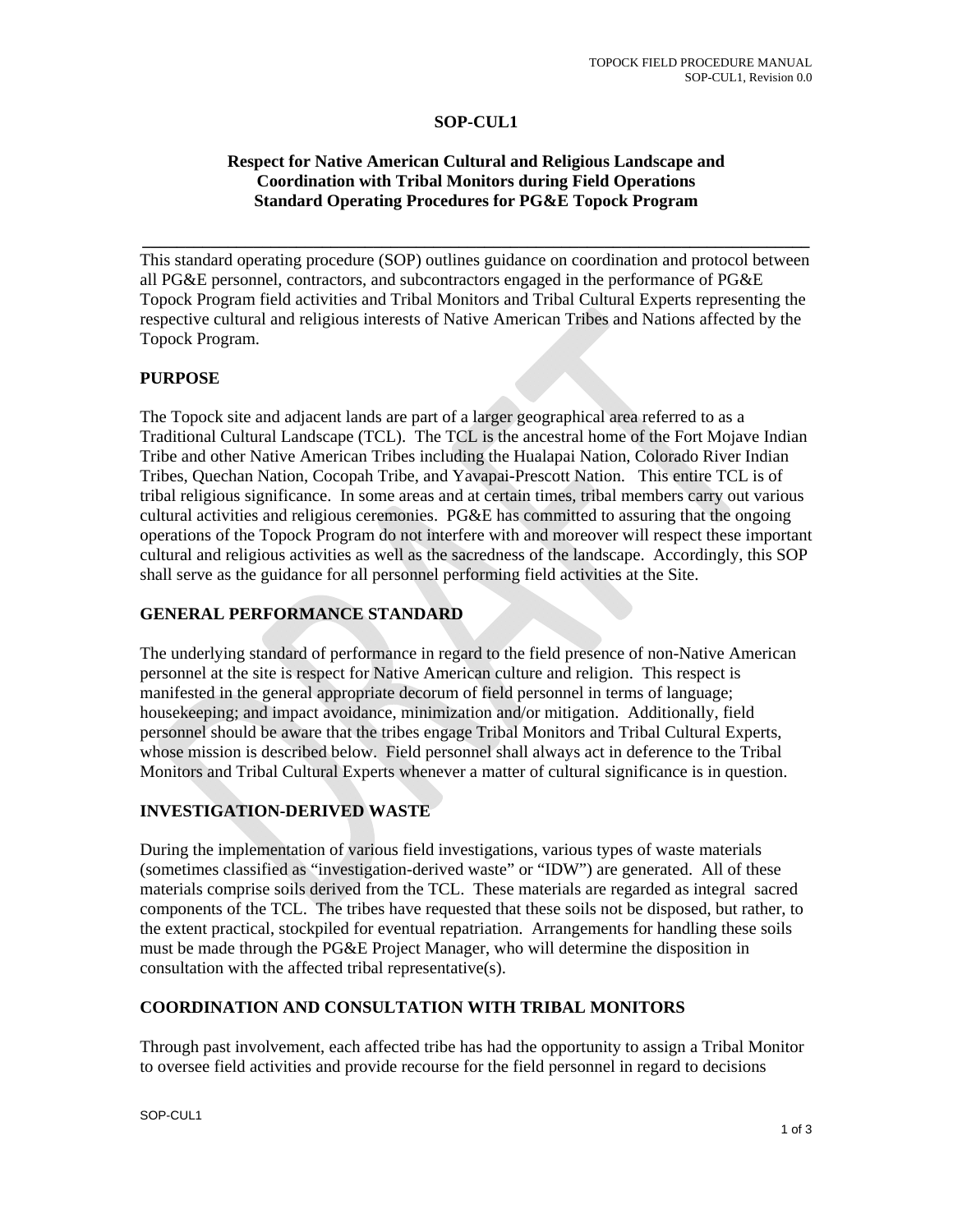# SOP-CUL1

## Respect for Native American Cultural and Religious Landscape and Coordination with Tribal Monitors during Field Operations Standard Operating Procedures for PG&E Topock Program

---

This standard operating procedure (SOP) outlines guidance on coordination and protocol between all PG&E personnel, contractors, and subcontractors engaged in the performance of PG&E Topock Program field activities and Tribal Monitors and Tribal Cultural Experts representing the respective cultural and religious interests of Native American Tribes and Nations affected by the Topock Program.

### PURPOSE

The Topock site and adjacent lands are part of a larger geographical area referred to as a Traditional Cultural Landscape (TCL). The TCL is the ancestral home of the Fort Mojave Indian Tribe and other Native American Tribes including the Hualapai Nation, Colorado River Indian Tribes, Quechan Nation, Cocopah Tribe, and Yavapai-Prescott Nation. This entire TCL is of tribal religious significance. In some areas and at certain times, tribal members carry out various cultural activities and religious ceremonies. PG&E has committed to assuring that the ongoing operations of the Topock Program do not interfere with and moreover will respect these important cultural and religious activities as well as the sacredness of the landscape. Accordingly, this SOP shall serve as the guidance for all personnel performing field activities at the Site.

### GENERAL PERFORMANCE STANDARD

The underlying standard of performance in regard to the field presence of non-Native American personnel at the site is respect for Native American culture and religion. This respect is manifested in the general appropriate decorum of field personnel in terms of language; housekeeping; and impact avoidance, minimization and/or mitigation. Additionally, field personnel should be aware that the tribes engage Tribal Monitors and Tribal Cultural Experts, whose mission is described below. Field personnel shall always act in deference to the Tribal Monitors and Tribal Cultural Experts whenever a matter of cultural significance is in question.

### INVESTIGATION-DERIVED WASTE

During the implementation of various field investigations, various types of waste materials (sometimes classified as "investigation-derived waste" or "IDW") are generated. All of these materials comprise soils derived from the TCL. These materials are regarded as integral sacred components of the TCL. The tribes have requested that these soils not be disposed, but rather, to the extent practical, stockpiled for eventual repatriation. Arrangements for handling these soils must be made through the PG&E Project Manager, who will determine the disposition in consultation with the affected tribal representative(s).

### COORDINATION AND CONSULTATION WITH TRIBAL MONITORS

Through past involvement, each affected tribe has had the opportunity to assign a Tribal Monitor to oversee field activities and provide recourse for the field personnel in regard to decisions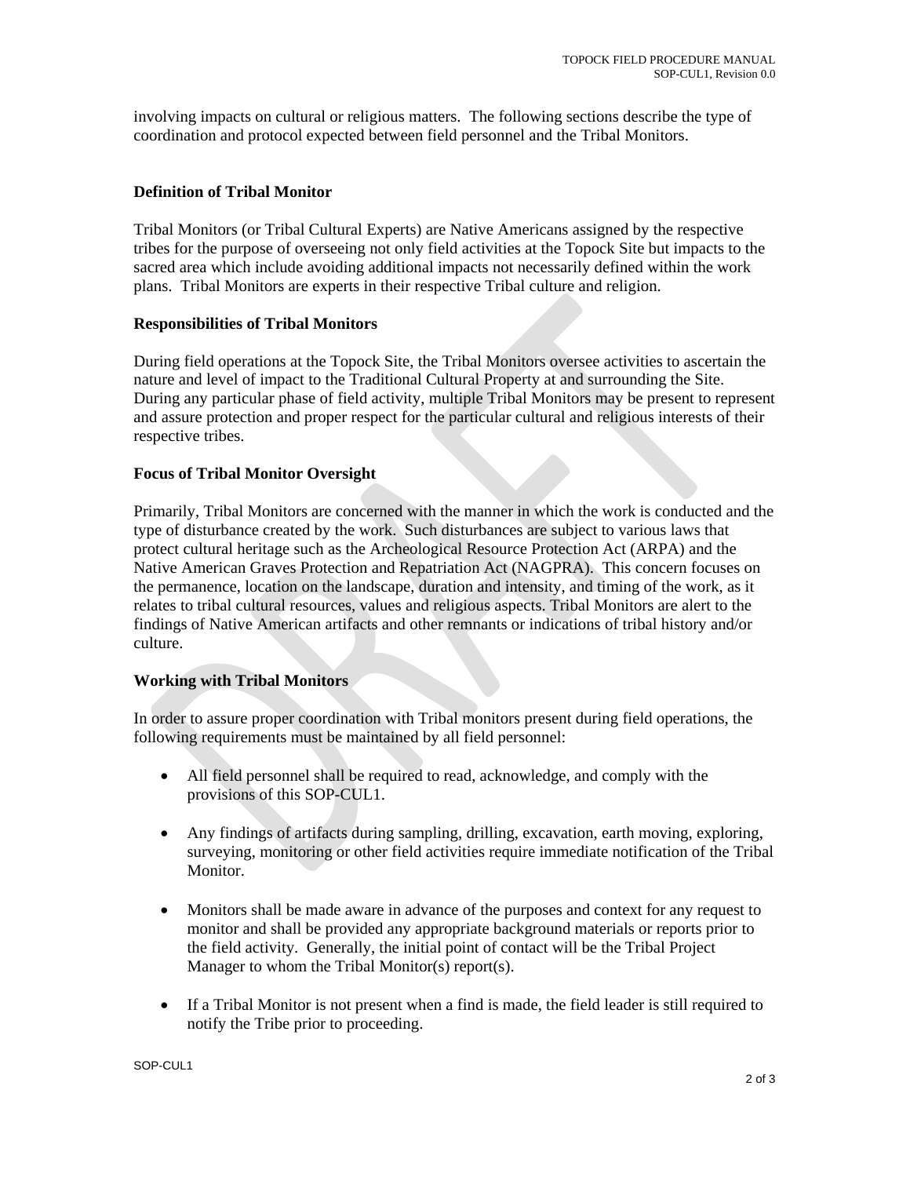involving impacts on cultural or religious matters. The following sections describe the type of coordination and protocol expected between field personnel and the Tribal Monitors.

**Definition of Tribal Monitor**

Tribal Monitors (or Tribal Cultural Experts) are Native Americans assigned by the respective tribes for the purpose of overseeing not only field activities at the Topock Site but impacts to the sacred area which include avoiding additional impacts not necessarily defined within the work plans. Tribal Monitors are experts in their respective Tribal culture and religion.

**Responsibilities of Tribal Monitors**

During field operations at the Topock Site, the Tribal Monitors oversee activities to ascertain the nature and level of impact to the Traditional Cultural Property at and surrounding the Site. During any particular phase of field activity, multiple Tribal Monitors may be present to represent and assure protection and proper respect for the particular cultural and religious interests of their respective tribes.

**Focus of Tribal Monitor Oversight**

Primarily, Tribal Monitors are concerned with the manner in which the work is conducted and the type of disturbance created by the work. Such disturbances are subject to various laws that protect cultural heritage such as the Archeological Resource Protection Act (ARPA) and the Native American Graves Protection and Repatriation Act (NAGPRA). This concern focuses on the permanence, location on the landscape, duration and intensity, and timing of the work, as it relates to tribal cultural resources, values and religious aspects. Tribal Monitors are alert to the findings of Native American artifacts and other remnants or indications of tribal history and/or culture.

**Working with Tribal Monitors**

In order to assure proper coordination with Tribal monitors present during field operations, the following requirements must be maintained by all field personnel:

- All field personnel shall be required to read, acknowledge, and comply with the provisions of this SOP-CUL1.

- Any findings of artifacts during sampling, drilling, excavation, earth moving, exploring, surveying, monitoring or other field activities require immediate notification of the Tribal Monitor.

- Monitors shall be made aware in advance of the purposes and context for any request to monitor and shall be provided any appropriate background materials or reports prior to the field activity. Generally, the initial point of contact will be the Tribal Project Manager to whom the Tribal Monitor(s) report(s).

- If a Tribal Monitor is not present when a find is made, the field leader is still required to notify the Tribe prior to proceeding.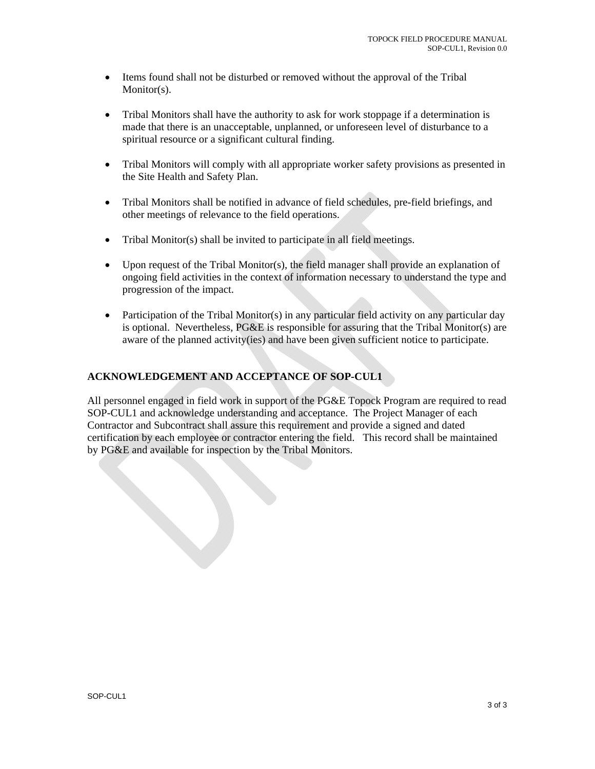- Items found shall not be disturbed or removed without the approval of the Tribal Monitor(s).

- Tribal Monitors shall have the authority to ask for work stoppage if a determination is made that there is an unacceptable, unplanned, or unforeseen level of disturbance to a spiritual resource or a significant cultural finding.

- Tribal Monitors will comply with all appropriate worker safety provisions as presented in the Site Health and Safety Plan.

- Tribal Monitors shall be notified in advance of field schedules, pre-field briefings, and other meetings of relevance to the field operations.

- Tribal Monitor(s) shall be invited to participate in all field meetings.

- Upon request of the Tribal Monitor(s), the field manager shall provide an explanation of ongoing field activities in the context of information necessary to understand the type and progression of the impact.

- Participation of the Tribal Monitor(s) in any particular field activity on any particular day is optional. Nevertheless, PG&E is responsible for assuring that the Tribal Monitor(s) are aware of the planned activity(ies) and have been given sufficient notice to participate.

## ACKNOWLEDGEMENT AND ACCEPTANCE OF SOP-CUL1

All personnel engaged in field work in support of the PG&E Topock Program are required to read SOP-CUL1 and acknowledge understanding and acceptance. The Project Manager of each Contractor and Subcontract shall assure this requirement and provide a signed and dated certification by each employee or contractor entering the field. This record shall be maintained by PG&E and available for inspection by the Tribal Monitors.